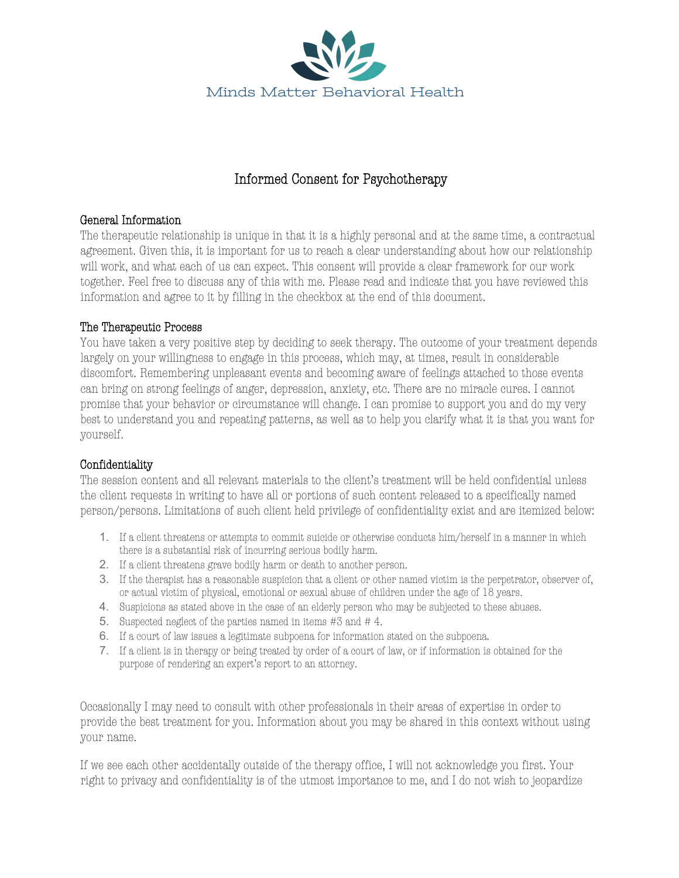Minds Matter Behavioral Health

# Informed Consent for Psychotherapy

## General Information

The therapeutic relationship is unique in that it is a highly personal and at the same time, a contractual agreement. Given this, it is important for us to reach a clear understanding about how our relationship will work, and what each of us can expect. This consent will provide a clear framework for our work together. Feel free to discuss any of this with me. Please read and indicate that you have reviewed this information and agree to it by filling in the checkbox at the end of this document.

## The Therapeutic Process

You have taken a very positive step by deciding to seek therapy. The outcome of your treatment depends largely on your willingness to engage in this process, which may, at times, result in considerable discomfort. Remembering unpleasant events and becoming aware of feelings attached to those events can bring on strong feelings of anger, depression, anxiety, etc. There are no miracle cures. I cannot promise that your behavior or circumstance will change. I can promise to support you and do my very best to understand you and repeating patterns, as well as to help you clarify what it is that you want for yourself.

## Confidentiality

The session content and all relevant materials to the client's treatment will be held confidential unless the client requests in writing to have all or portions of such content released to a specifically named person/persons. Limitations of such client held privilege of confidentiality exist and are itemized below:

1. If a client threatens or attempts to commit suicide or otherwise conducts him/herself in a manner in which there is a substantial risk of incurring serious bodily harm.
2. If a client threatens grave bodily harm or death to another person.
3. If the therapist has a reasonable suspicion that a client or other named victim is the perpetrator, observer of, or actual victim of physical, emotional or sexual abuse of children under the age of 18 years.
4. Suspicions as stated above in the case of an elderly person who may be subjected to these abuses.
5. Suspected neglect of the parties named in items #3 and # 4.
6. If a court of law issues a legitimate subpoena for information stated on the subpoena.
7. If a client is in therapy or being treated by order of a court of law, or if information is obtained for the purpose of rendering an expert's report to an attorney.

Occasionally I may need to consult with other professionals in their areas of expertise in order to provide the best treatment for you. Information about you may be shared in this context without using your name.

If we see each other accidentally outside of the therapy office, I will not acknowledge you first. Your right to privacy and confidentiality is of the utmost importance to me, and I do not wish to jeopardize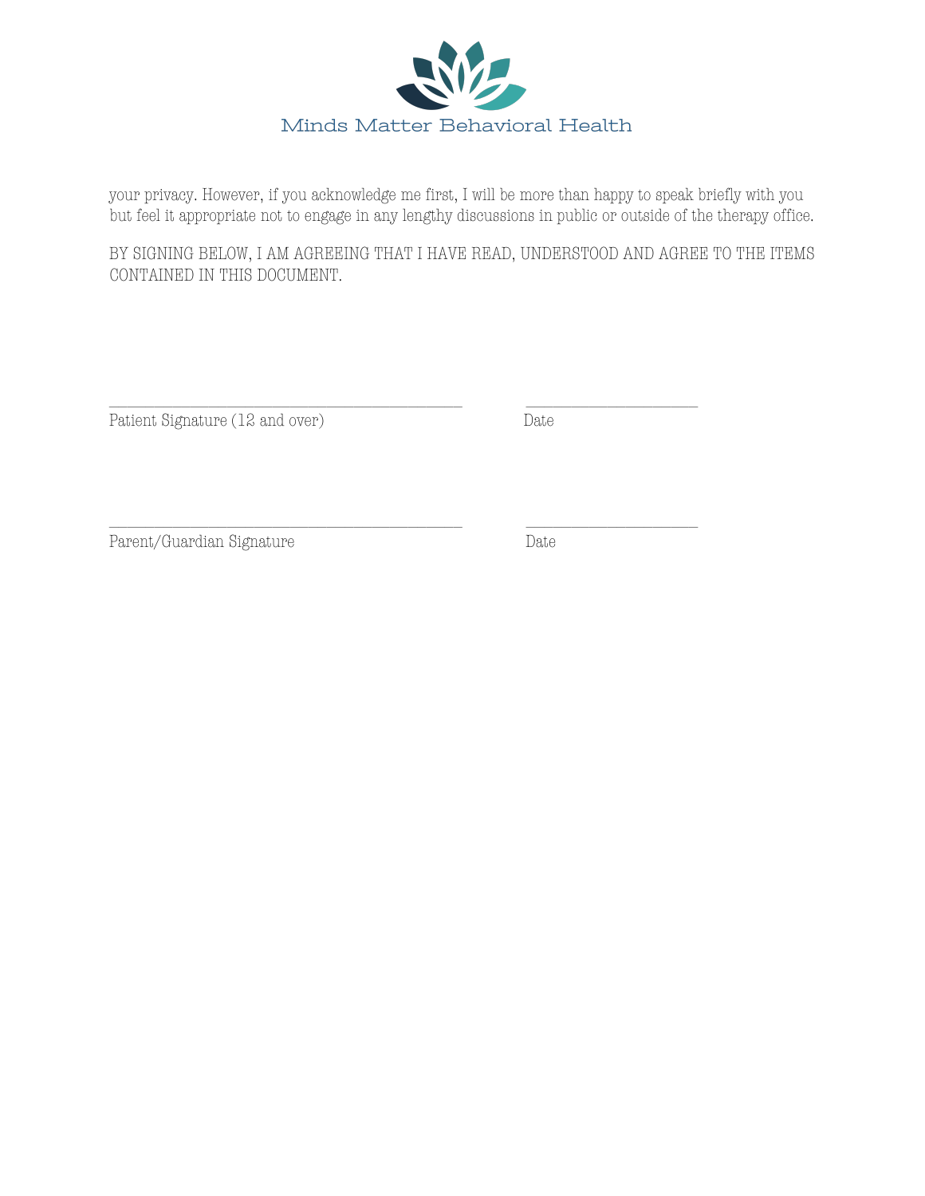Minds Matter Behavioral Health

your privacy. However, if you acknowledge me first, I will be more than happy to speak briefly with you but feel it appropriate not to engage in any lengthy discussions in public or outside of the therapy office.

BY SIGNING BELOW, I AM AGREEING THAT I HAVE READ, UNDERSTOOD AND AGREE TO THE ITEMS CONTAINED IN THIS DOCUMENT.

\_\_\_\_\_\_\_\_\_\_\_\_\_\_\_\_\_\_\_\_\_\_\_\_\_\_\_\_\_\_\_\_\_\_\_\_\_\_\_\_ \_\_\_\_\_\_\_\_\_\_\_\_\_\_\_\_\_\_\_\_

Patient Signature (12 and over) Date

\_\_\_\_\_\_\_\_\_\_\_\_\_\_\_\_\_\_\_\_\_\_\_\_\_\_\_\_\_\_\_\_\_\_\_\_\_\_\_\_ \_\_\_\_\_\_\_\_\_\_\_\_\_\_\_\_\_\_\_\_

Parent/Guardian Signature Date